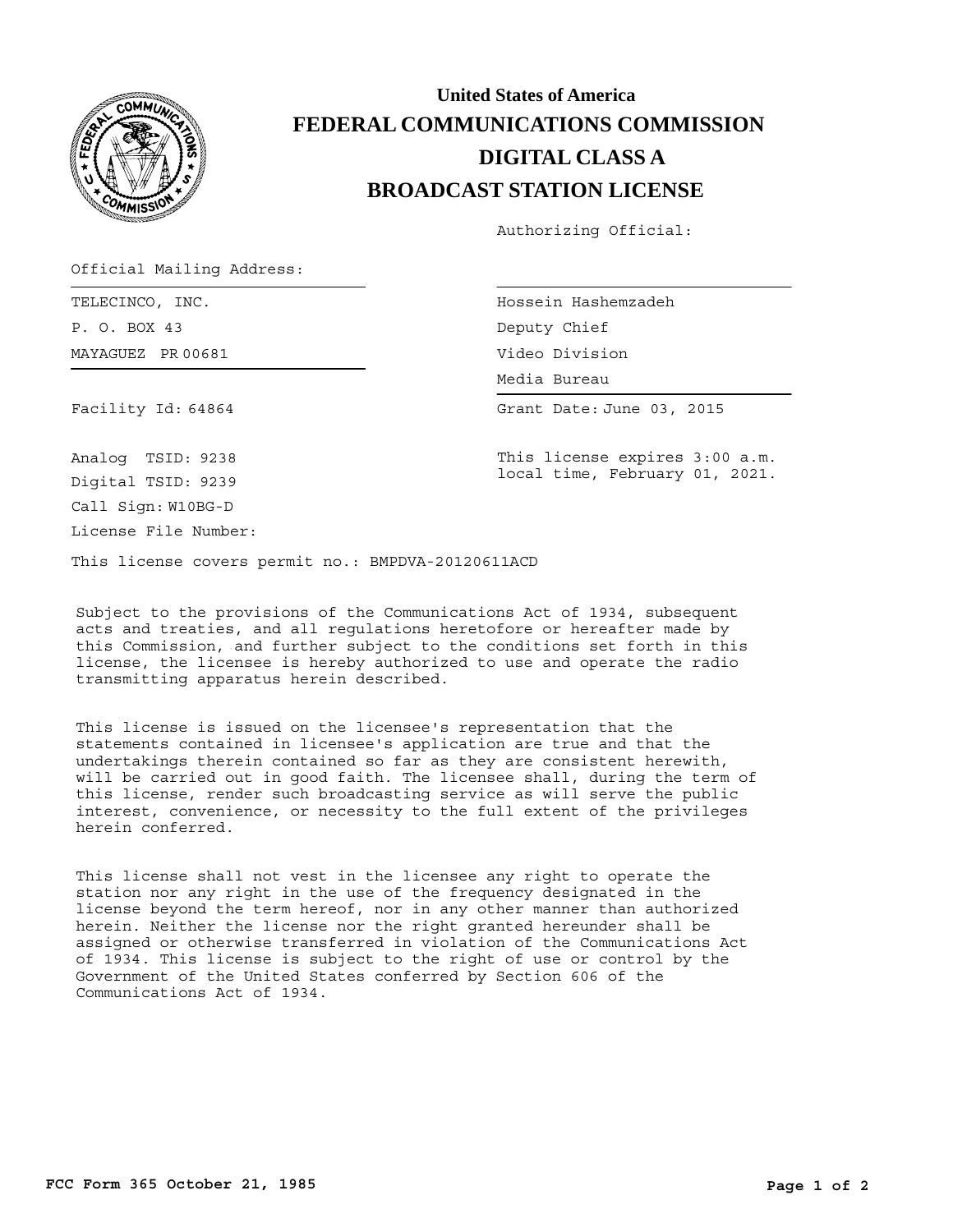# United States of America

# FEDERAL COMMUNICATIONS COMMISSION

## DIGITAL CLASS A

## BROADCAST STATION LICENSE

Authorizing Official:

Official Mailing Address:

TELECINCO, INC.
P. O. BOX 43
MAYAGUEZ PR 00681

Hossein Hashemzadeh
Deputy Chief
Video Division
Media Bureau

Facility Id: 64864

Grant Date: June 03, 2015

Analog TSID: 9238

Digital TSID: 9239

This license expires 3:00 a.m. local time, February 01, 2021.

Call Sign: W10BG-D

License File Number:

This license covers permit no.: BMPDVA-20120611ACD

Subject to the provisions of the Communications Act of 1934, subsequent acts and treaties, and all regulations heretofore or hereafter made by this Commission, and further subject to the conditions set forth in this license, the licensee is hereby authorized to use and operate the radio transmitting apparatus herein described.

This license is issued on the licensee's representation that the statements contained in licensee's application are true and that the undertakings therein contained so far as they are consistent herewith, will be carried out in good faith. The licensee shall, during the term of this license, render such broadcasting service as will serve the public interest, convenience, or necessity to the full extent of the privileges herein conferred.

This license shall not vest in the licensee any right to operate the station nor any right in the use of the frequency designated in the license beyond the term hereof, nor in any other manner than authorized herein. Neither the license nor the right granted hereunder shall be assigned or otherwise transferred in violation of the Communications Act of 1934. This license is subject to the right of use or control by the Government of the United States conferred by Section 606 of the Communications Act of 1934.

**FCC Form 365 October 21, 1985**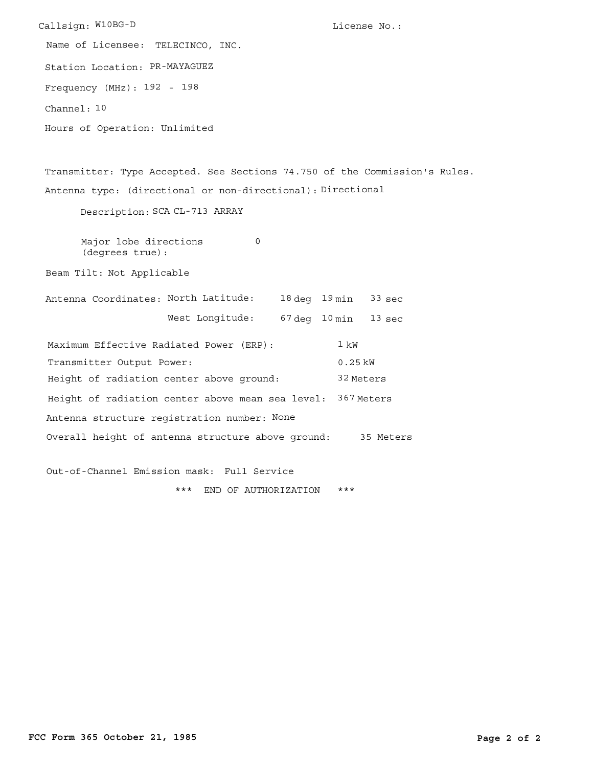Callsign: W10BG-D License No.:

Name of Licensee: TELECINCO, INC.

Station Location: PR-MAYAGUEZ

Frequency (MHz): 192 - 198

Channel: 10

Hours of Operation: Unlimited

Transmitter: Type Accepted. See Sections 74.750 of the Commission's Rules.

Antenna type: (directional or non-directional): Directional

Description: SCA CL-713 ARRAY

Major lobe directions (degrees true): 0

Beam Tilt: Not Applicable

Antenna Coordinates: North Latitude: 18 deg 19 min 33 sec

West Longitude: 67 deg 10 min 13 sec

| | |
|---|---|
| Maximum Effective Radiated Power (ERP): | 1 kW |
| Transmitter Output Power: | 0.25 kW |
| Height of radiation center above ground: | 32 Meters |
| Height of radiation center above mean sea level: | 367 Meters |
| Antenna structure registration number: | None |
| Overall height of antenna structure above ground: | 35 Meters |

Out-of-Channel Emission mask: Full Service

*** END OF AUTHORIZATION ***

**FCC Form 365 October 21, 1985**